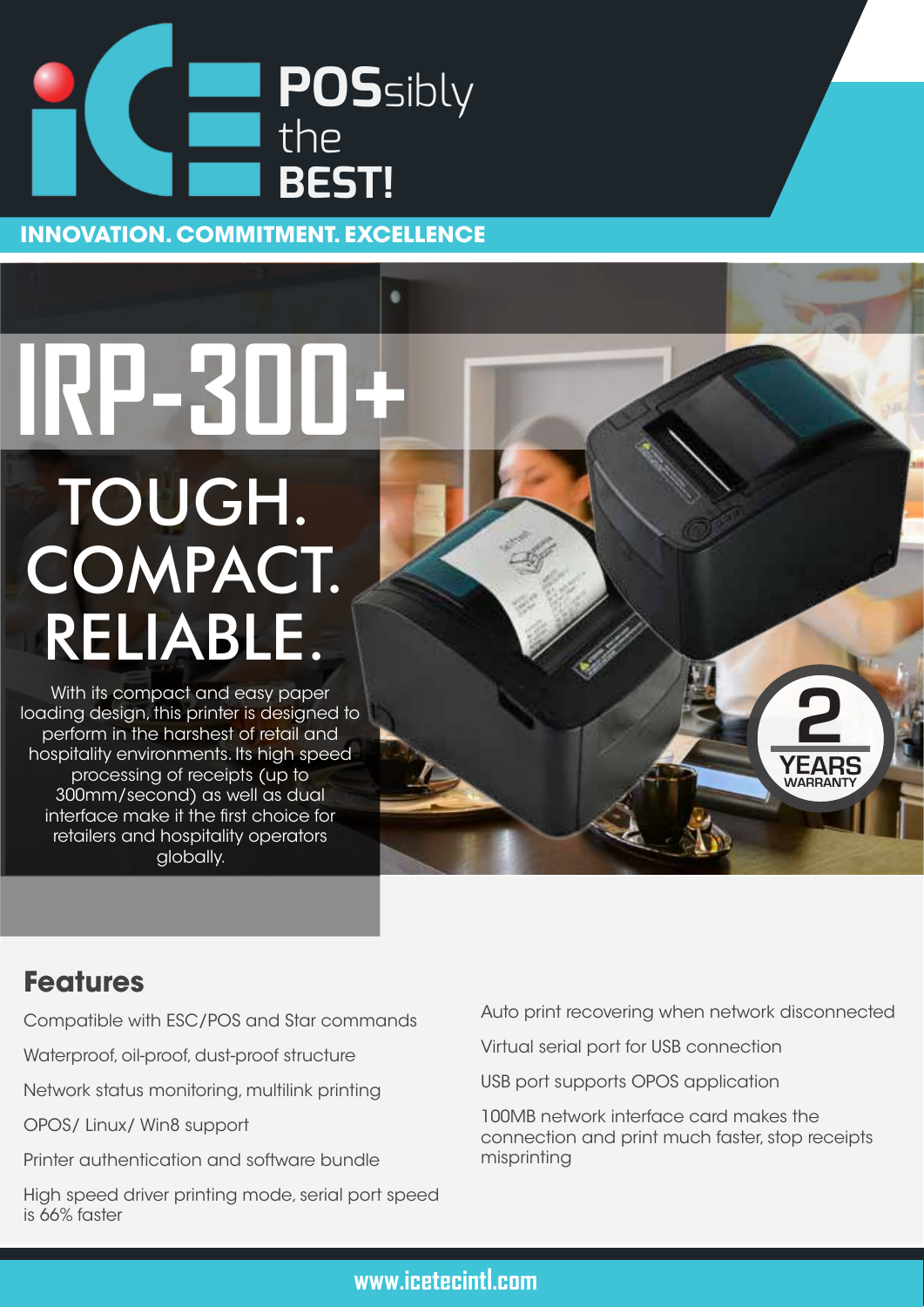# POSsibly the BEST!

**INNOVATION. COMMITMENT. EXCELLENCE**

# IRP-300+

## TOUGH. COMPACT. RELIABLE.

With its compact and easy paper loading design, this printer is designed to perform in the harshest of retail and hospitality environments. Its high speed processing of receipts (up to 300mm/second) as well as dual interface make it the first choice for retailers and hospitality operators globally.

2 YEARS WARRANTY

## Features

- Compatible with ESC/POS and Star commands
- Waterproof, oil-proof, dust-proof structure
- Network status monitoring, multilink printing
- OPOS/ Linux/ Win8 support
- Printer authentication and software bundle
- High speed driver printing mode, serial port speed is 66% faster
- Auto print recovering when network disconnected
- Virtual serial port for USB connection
- USB port supports OPOS application
- 100MB network interface card makes the connection and print much faster, stop receipts misprinting

www.icetecintl.com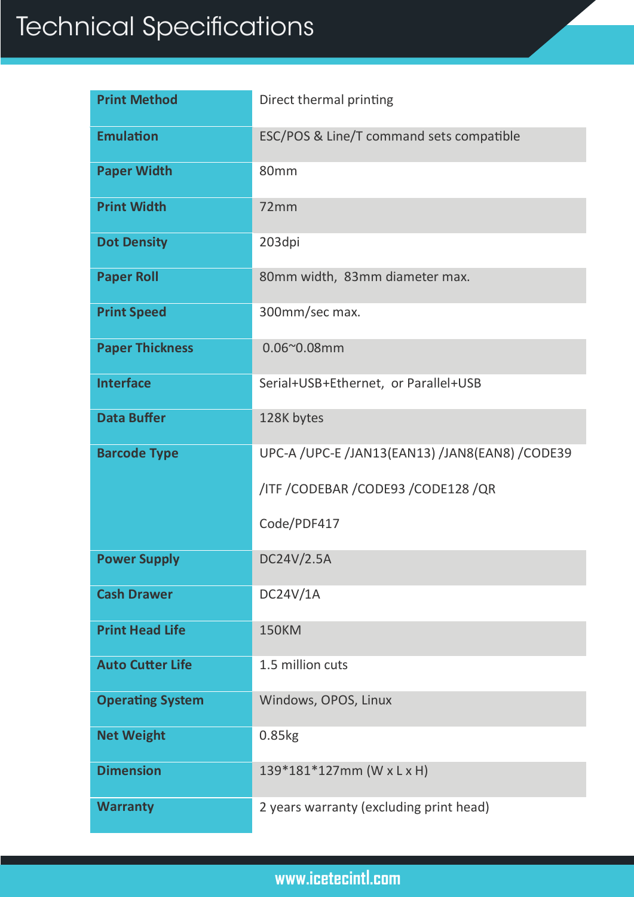# Technical Specifications

| | |
|---|---|
| **Print Method** | Direct thermal printing |
| **Emulation** | ESC/POS & Line/T command sets compatible |
| **Paper Width** | 80mm |
| **Print Width** | 72mm |
| **Dot Density** | 203dpi |
| **Paper Roll** | 80mm width, 83mm diameter max. |
| **Print Speed** | 300mm/sec max. |
| **Paper Thickness** | 0.06~0.08mm |
| **Interface** | Serial+USB+Ethernet, or Parallel+USB |
| **Data Buffer** | 128K bytes |
| **Barcode Type** | UPC-A /UPC-E /JAN13(EAN13) /JAN8(EAN8) /CODE39 /ITF /CODEBAR /CODE93 /CODE128 /QR Code/PDF417 |
| **Power Supply** | DC24V/2.5A |
| **Cash Drawer** | DC24V/1A |
| **Print Head Life** | 150KM |
| **Auto Cutter Life** | 1.5 million cuts |
| **Operating System** | Windows, OPOS, Linux |
| **Net Weight** | 0.85kg |
| **Dimension** | 139*181*127mm (W x L x H) |
| **Warranty** | 2 years warranty (excluding print head) |

www.icetecintl.com